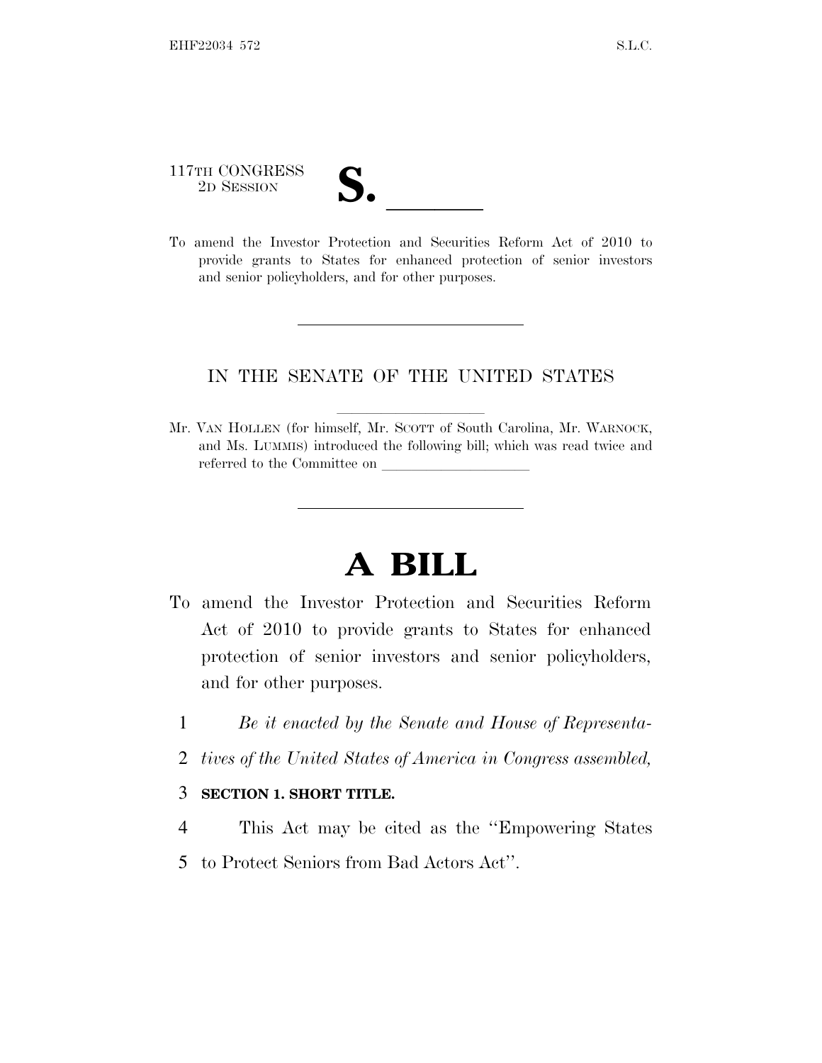117TH CONGRESS
2D SESSION

# S. \_\_\_\_\_\_

To amend the Investor Protection and Securities Reform Act of 2010 to provide grants to States for enhanced protection of senior investors and senior policyholders, and for other purposes.

---

IN THE SENATE OF THE UNITED STATES

Mr. VAN HOLLEN (for himself, Mr. SCOTT of South Carolina, Mr. WARNOCK, and Ms. LUMMIS) introduced the following bill; which was read twice and referred to the Committee on \_\_\_\_\_\_\_\_\_\_\_\_\_\_\_\_\_\_\_\_

---

# A BILL

To amend the Investor Protection and Securities Reform Act of 2010 to provide grants to States for enhanced protection of senior investors and senior policyholders, and for other purposes.

1 *Be it enacted by the Senate and House of Representa-*
2 *tives of the United States of America in Congress assembled,*

3 **SECTION 1. SHORT TITLE.**

4 This Act may be cited as the "Empowering States
5 to Protect Seniors from Bad Actors Act".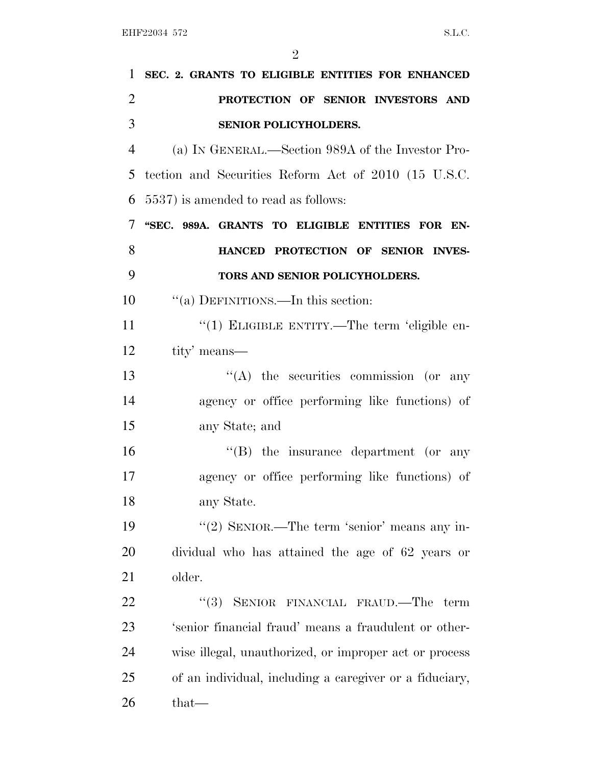**SEC. 2. GRANTS TO ELIGIBLE ENTITIES FOR ENHANCED PROTECTION OF SENIOR INVESTORS AND SENIOR POLICYHOLDERS.**

(a) IN GENERAL.—Section 989A of the Investor Protection and Securities Reform Act of 2010 (15 U.S.C. 5537) is amended to read as follows:

**"SEC. 989A. GRANTS TO ELIGIBLE ENTITIES FOR ENHANCED PROTECTION OF SENIOR INVESTORS AND SENIOR POLICYHOLDERS.**

"(a) DEFINITIONS.—In this section:

"(1) ELIGIBLE ENTITY.—The term 'eligible entity' means—

"(A) the securities commission (or any agency or office performing like functions) of any State; and

"(B) the insurance department (or any agency or office performing like functions) of any State.

"(2) SENIOR.—The term 'senior' means any individual who has attained the age of 62 years or older.

"(3) SENIOR FINANCIAL FRAUD.—The term 'senior financial fraud' means a fraudulent or otherwise illegal, unauthorized, or improper act or process of an individual, including a caregiver or a fiduciary, that—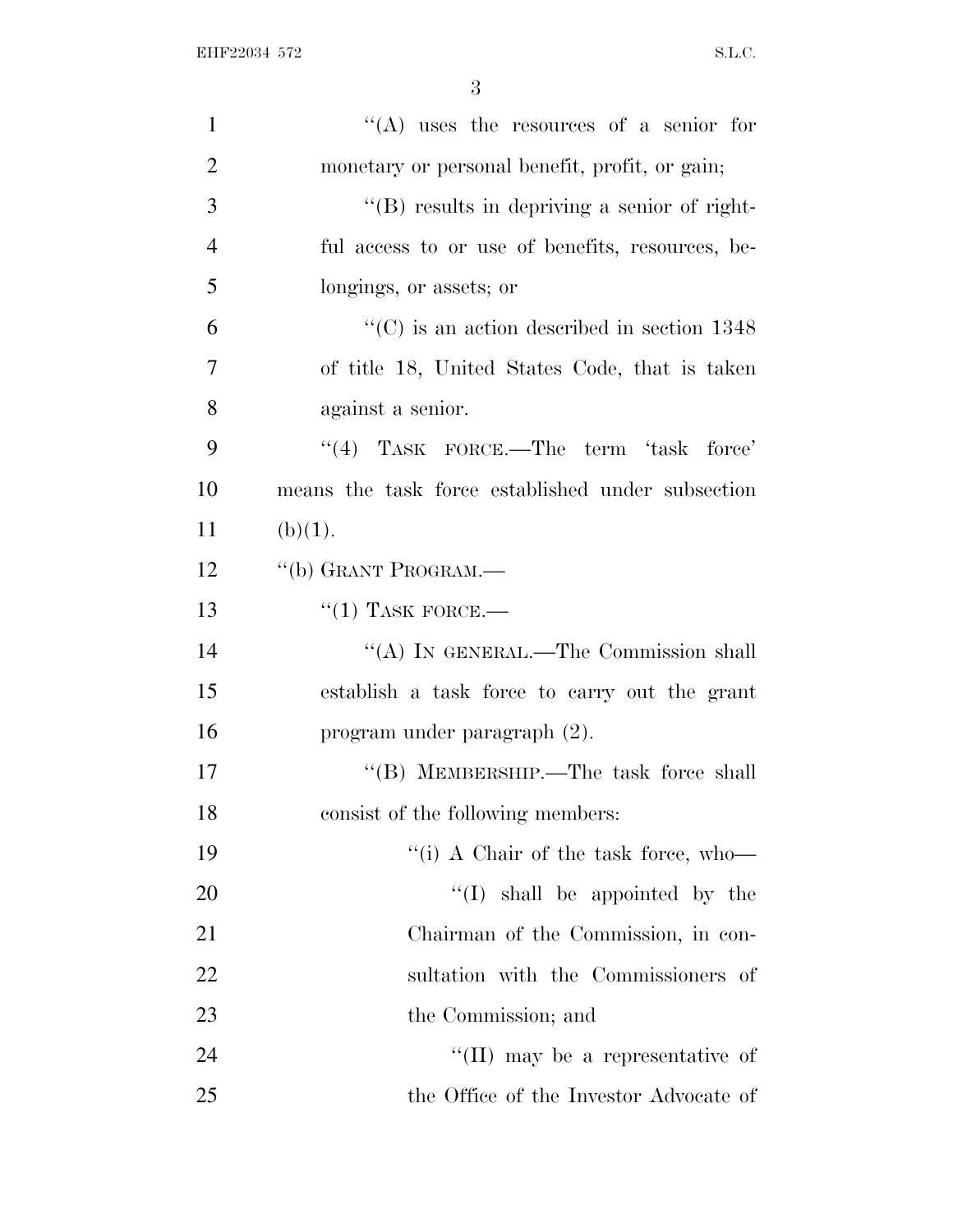''(A) uses the resources of a senior for monetary or personal benefit, profit, or gain;

''(B) results in depriving a senior of rightful access to or use of benefits, resources, belongings, or assets; or

''(C) is an action described in section 1348 of title 18, United States Code, that is taken against a senior.

''(4) TASK FORCE.—The term 'task force' means the task force established under subsection (b)(1).

''(b) GRANT PROGRAM.—

''(1) TASK FORCE.—

''(A) IN GENERAL.—The Commission shall establish a task force to carry out the grant program under paragraph (2).

''(B) MEMBERSHIP.—The task force shall consist of the following members:

''(i) A Chair of the task force, who—

''(I) shall be appointed by the Chairman of the Commission, in consultation with the Commissioners of the Commission; and

''(II) may be a representative of the Office of the Investor Advocate of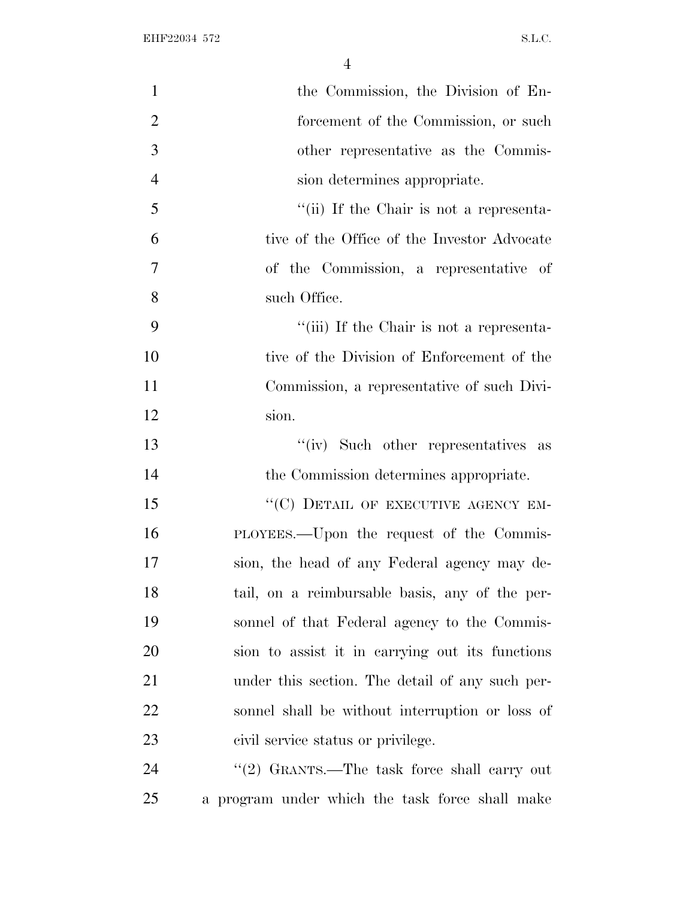the Commission, the Division of Enforcement of the Commission, or such other representative as the Commission determines appropriate.

"(ii) If the Chair is not a representative of the Office of the Investor Advocate of the Commission, a representative of such Office.

"(iii) If the Chair is not a representative of the Division of Enforcement of the Commission, a representative of such Division.

"(iv) Such other representatives as the Commission determines appropriate.

"(C) DETAIL OF EXECUTIVE AGENCY EMPLOYEES.—Upon the request of the Commission, the head of any Federal agency may detail, on a reimbursable basis, any of the personnel of that Federal agency to the Commission to assist it in carrying out its functions under this section. The detail of any such personnel shall be without interruption or loss of civil service status or privilege.

"(2) GRANTS.—The task force shall carry out a program under which the task force shall make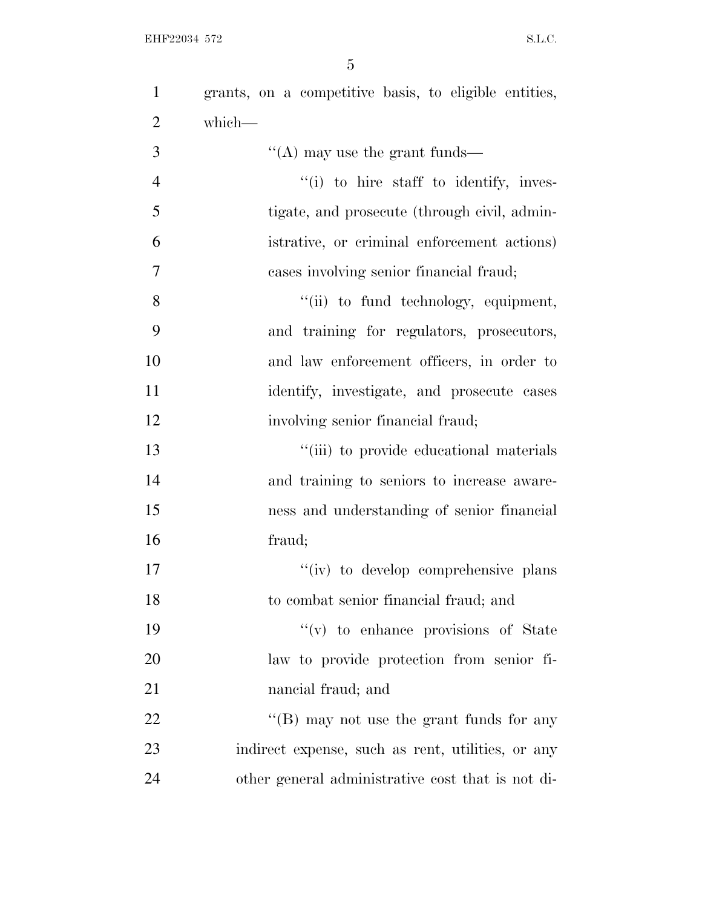grants, on a competitive basis, to eligible entities, which—

"(A) may use the grant funds—

"(i) to hire staff to identify, investigate, and prosecute (through civil, administrative, or criminal enforcement actions) cases involving senior financial fraud;

"(ii) to fund technology, equipment, and training for regulators, prosecutors, and law enforcement officers, in order to identify, investigate, and prosecute cases involving senior financial fraud;

"(iii) to provide educational materials and training to seniors to increase awareness and understanding of senior financial fraud;

"(iv) to develop comprehensive plans to combat senior financial fraud; and

"(v) to enhance provisions of State law to provide protection from senior financial fraud; and

"(B) may not use the grant funds for any indirect expense, such as rent, utilities, or any other general administrative cost that is not di-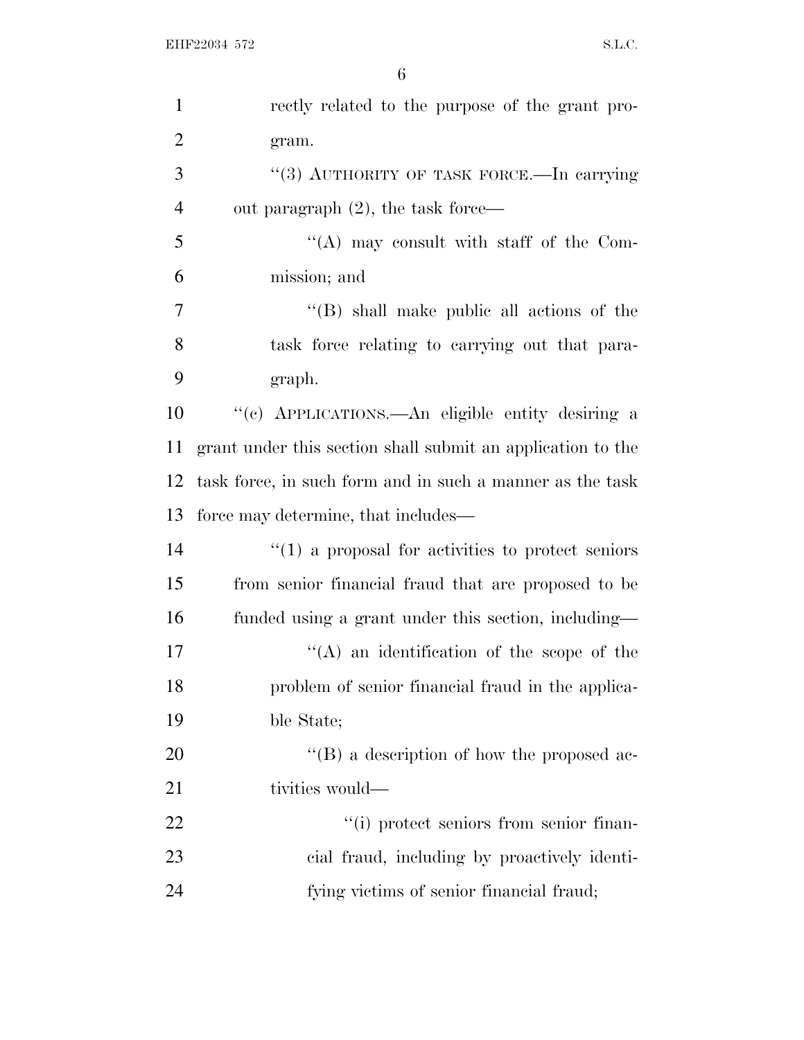rectly related to the purpose of the grant program.

"(3) AUTHORITY OF TASK FORCE.—In carrying out paragraph (2), the task force—

"(A) may consult with staff of the Commission; and

"(B) shall make public all actions of the task force relating to carrying out that paragraph.

"(c) APPLICATIONS.—An eligible entity desiring a grant under this section shall submit an application to the task force, in such form and in such a manner as the task force may determine, that includes—

"(1) a proposal for activities to protect seniors from senior financial fraud that are proposed to be funded using a grant under this section, including—

"(A) an identification of the scope of the problem of senior financial fraud in the applicable State;

"(B) a description of how the proposed activities would—

"(i) protect seniors from senior financial fraud, including by proactively identifying victims of senior financial fraud;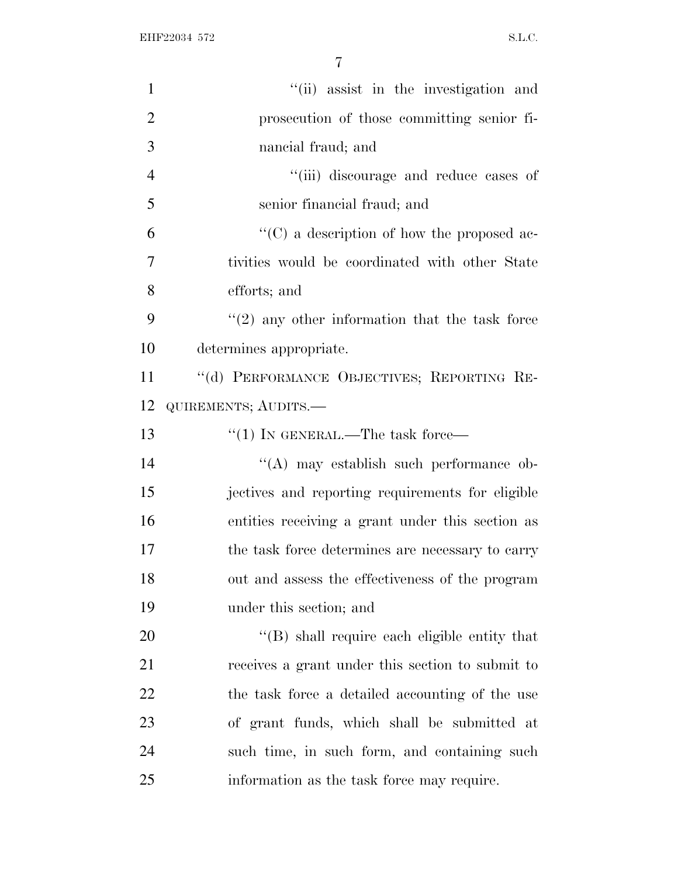"(ii) assist in the investigation and prosecution of those committing senior financial fraud; and

"(iii) discourage and reduce cases of senior financial fraud; and

"(C) a description of how the proposed activities would be coordinated with other State efforts; and

"(2) any other information that the task force determines appropriate.

"(d) PERFORMANCE OBJECTIVES; REPORTING REQUIREMENTS; AUDITS.—

"(1) IN GENERAL.—The task force—

"(A) may establish such performance objectives and reporting requirements for eligible entities receiving a grant under this section as the task force determines are necessary to carry out and assess the effectiveness of the program under this section; and

"(B) shall require each eligible entity that receives a grant under this section to submit to the task force a detailed accounting of the use of grant funds, which shall be submitted at such time, in such form, and containing such information as the task force may require.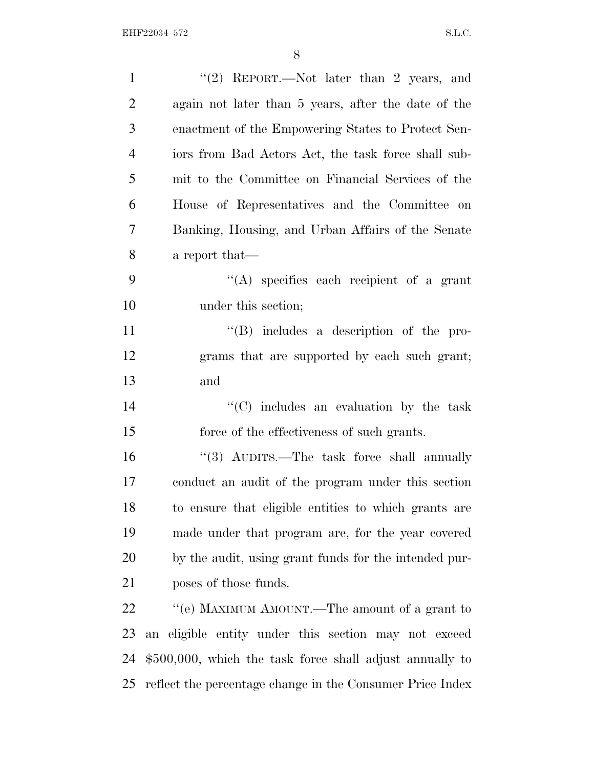"(2) REPORT.—Not later than 2 years, and again not later than 5 years, after the date of the enactment of the Empowering States to Protect Seniors from Bad Actors Act, the task force shall submit to the Committee on Financial Services of the House of Representatives and the Committee on Banking, Housing, and Urban Affairs of the Senate a report that—

"(A) specifies each recipient of a grant under this section;

"(B) includes a description of the programs that are supported by each such grant; and

"(C) includes an evaluation by the task force of the effectiveness of such grants.

"(3) AUDITS.—The task force shall annually conduct an audit of the program under this section to ensure that eligible entities to which grants are made under that program are, for the year covered by the audit, using grant funds for the intended purposes of those funds.

"(e) MAXIMUM AMOUNT.—The amount of a grant to an eligible entity under this section may not exceed $500,000, which the task force shall adjust annually to reflect the percentage change in the Consumer Price Index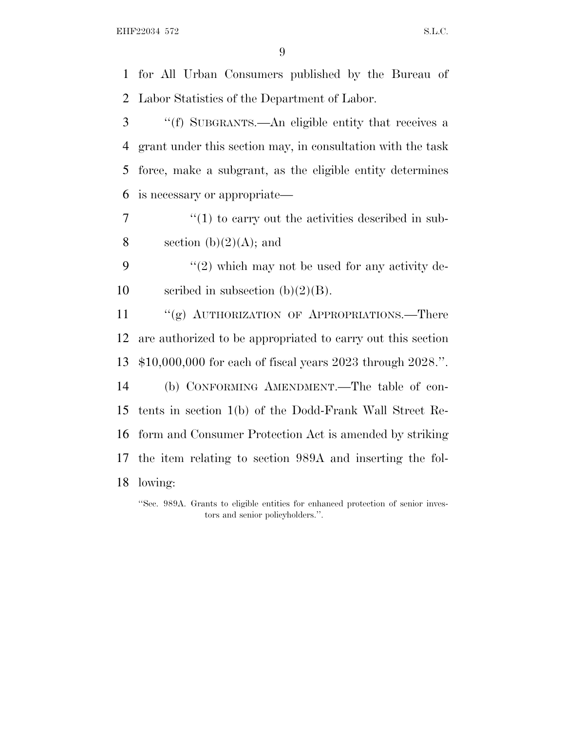for All Urban Consumers published by the Bureau of Labor Statistics of the Department of Labor.

''(f) SUBGRANTS.—An eligible entity that receives a grant under this section may, in consultation with the task force, make a subgrant, as the eligible entity determines is necessary or appropriate—

''(1) to carry out the activities described in subsection (b)(2)(A); and

''(2) which may not be used for any activity described in subsection (b)(2)(B).

''(g) AUTHORIZATION OF APPROPRIATIONS.—There are authorized to be appropriated to carry out this section $10,000,000 for each of fiscal years 2023 through 2028.''.

(b) CONFORMING AMENDMENT.—The table of contents in section 1(b) of the Dodd-Frank Wall Street Reform and Consumer Protection Act is amended by striking the item relating to section 989A and inserting the following:

''Sec. 989A. Grants to eligible entities for enhanced protection of senior investors and senior policyholders.''.